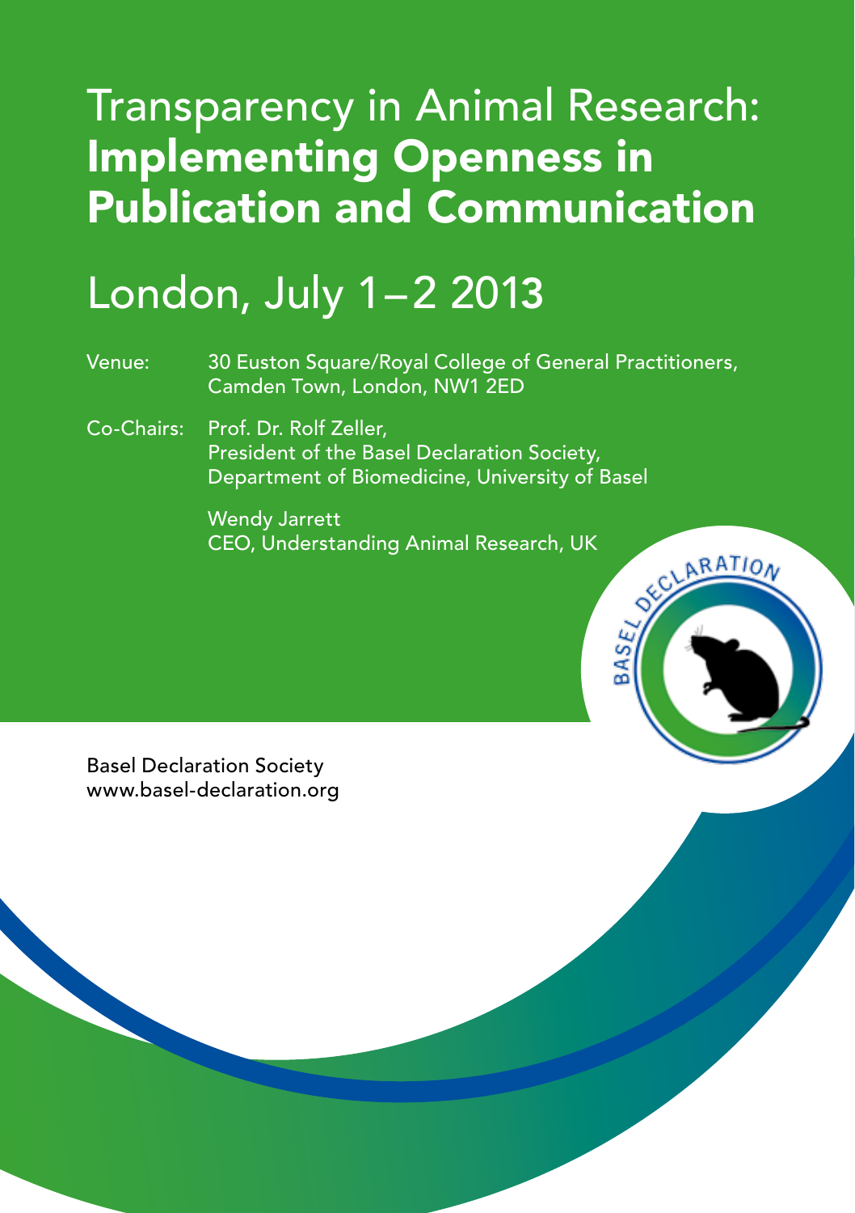# Transparency in Animal Research: **Implementing Openness in Publication and Communication**

## London, July 1 – 2 2013

Venue: 30 Euston Square/Royal College of General Practitioners, Camden Town, London, NW1 2ED

Co-Chairs: Prof. Dr. Rolf Zeller,
President of the Basel Declaration Society,
Department of Biomedicine, University of Basel

Wendy Jarrett
CEO, Understanding Animal Research, UK

Basel Declaration Society
www.basel-declaration.org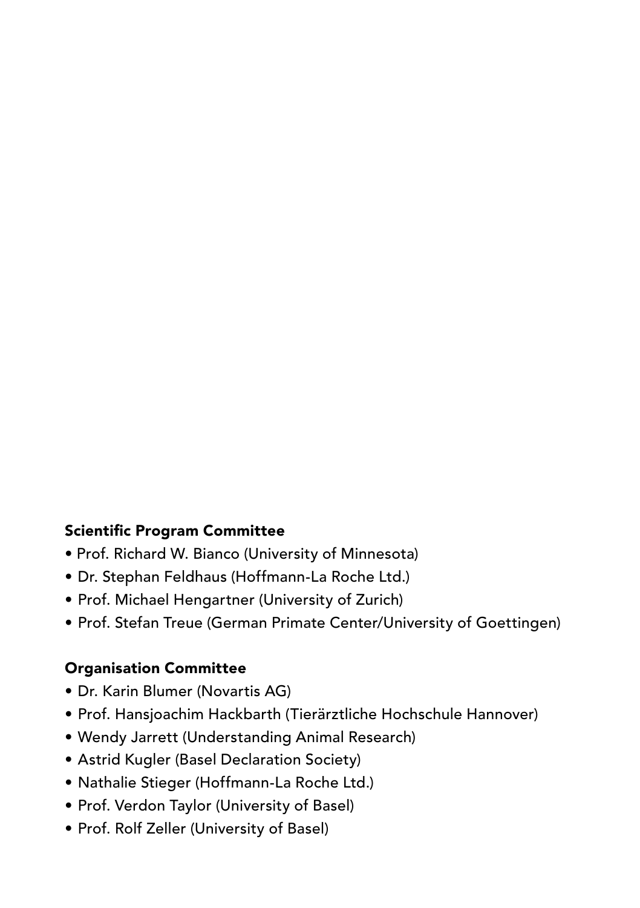## Scientific Program Committee

- Prof. Richard W. Bianco (University of Minnesota)
- Dr. Stephan Feldhaus (Hoffmann-La Roche Ltd.)
- Prof. Michael Hengartner (University of Zurich)
- Prof. Stefan Treue (German Primate Center/University of Goettingen)

## Organisation Committee

- Dr. Karin Blumer (Novartis AG)
- Prof. Hansjoachim Hackbarth (Tierärztliche Hochschule Hannover)
- Wendy Jarrett (Understanding Animal Research)
- Astrid Kugler (Basel Declaration Society)
- Nathalie Stieger (Hoffmann-La Roche Ltd.)
- Prof. Verdon Taylor (University of Basel)
- Prof. Rolf Zeller (University of Basel)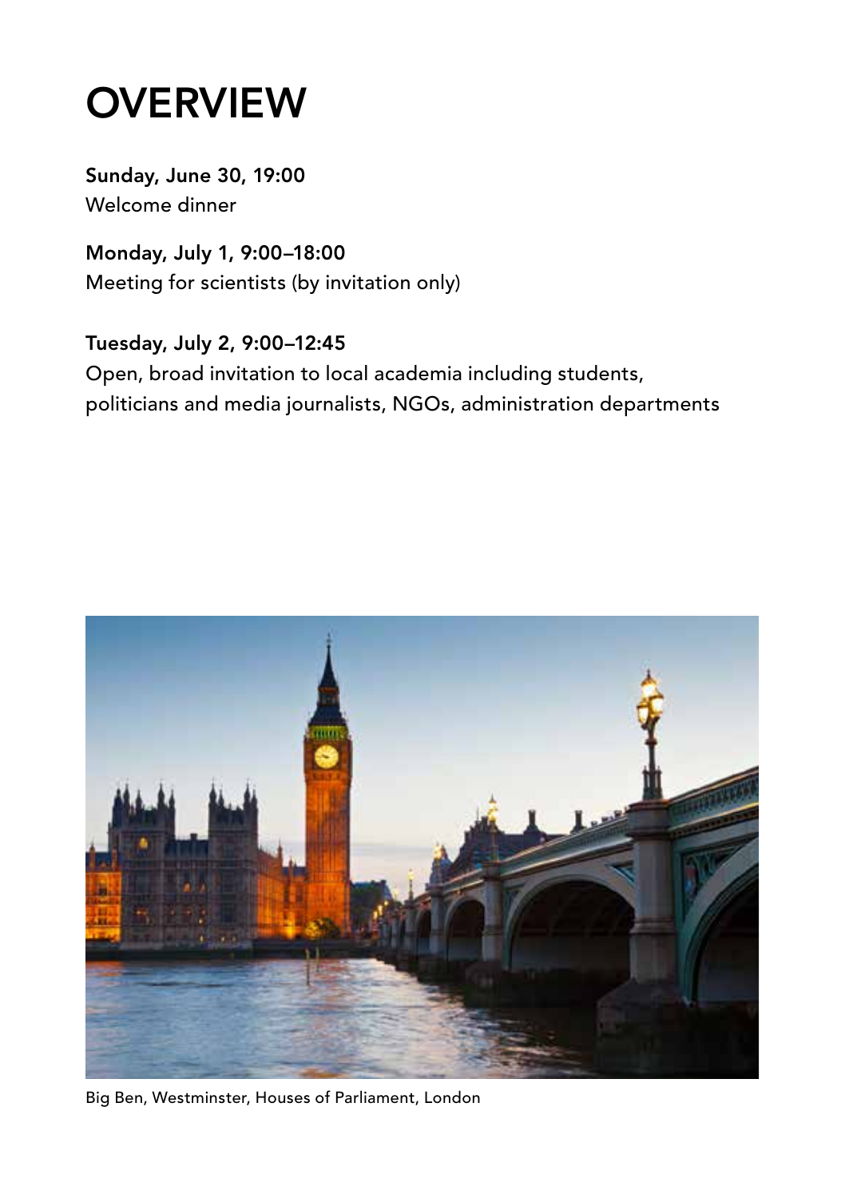# OVERVIEW

**Sunday, June 30, 19:00**
Welcome dinner

**Monday, July 1, 9:00–18:00**
Meeting for scientists (by invitation only)

**Tuesday, July 2, 9:00–12:45**
Open, broad invitation to local academia including students, politicians and media journalists, NGOs, administration departments

Big Ben, Westminster, Houses of Parliament, London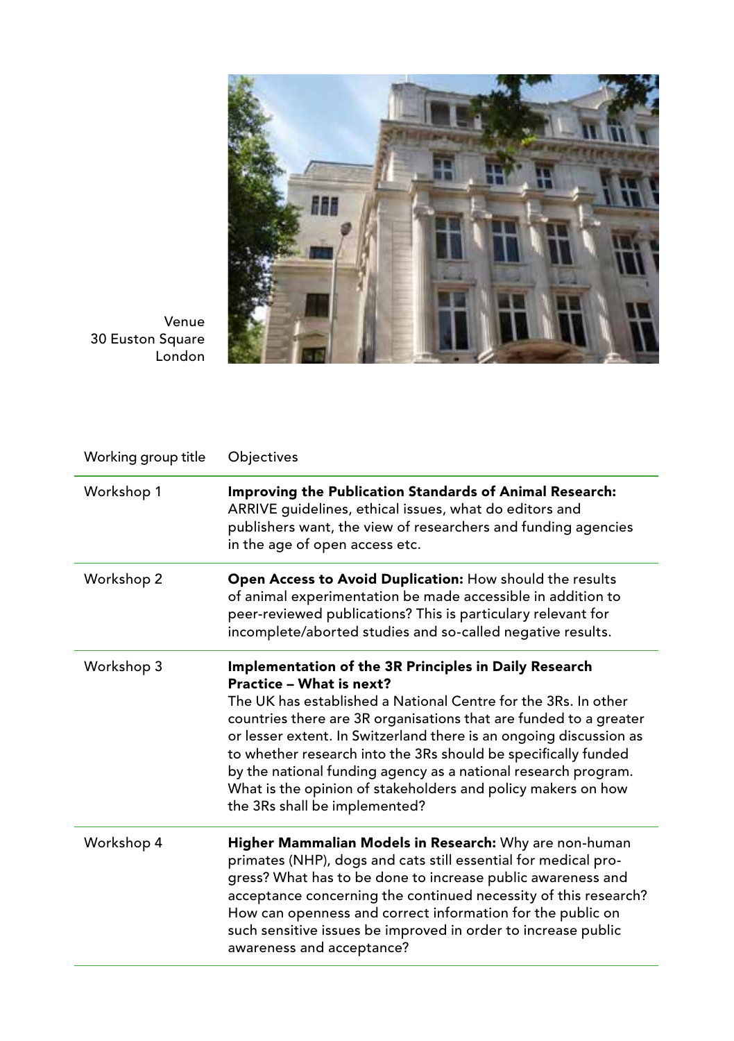Venue
30 Euston Square
London

| Working group title | Objectives |
|---|---|
| Workshop 1 | **Improving the Publication Standards of Animal Research:** ARRIVE guidelines, ethical issues, what do editors and publishers want, the view of researchers and funding agencies in the age of open access etc. |
| Workshop 2 | **Open Access to Avoid Duplication:** How should the results of animal experimentation be made accessible in addition to peer-reviewed publications? This is particulary relevant for incomplete/aborted studies and so-called negative results. |
| Workshop 3 | **Implementation of the 3R Principles in Daily Research Practice – What is next?** The UK has established a National Centre for the 3Rs. In other countries there are 3R organisations that are funded to a greater or lesser extent. In Switzerland there is an ongoing discussion as to whether research into the 3Rs should be specifically funded by the national funding agency as a national research program. What is the opinion of stakeholders and policy makers on how the 3Rs shall be implemented? |
| Workshop 4 | **Higher Mammalian Models in Research:** Why are non-human primates (NHP), dogs and cats still essential for medical progress? What has to be done to increase public awareness and acceptance concerning the continued necessity of this research? How can openness and correct information for the public on such sensitive issues be improved in order to increase public awareness and acceptance? |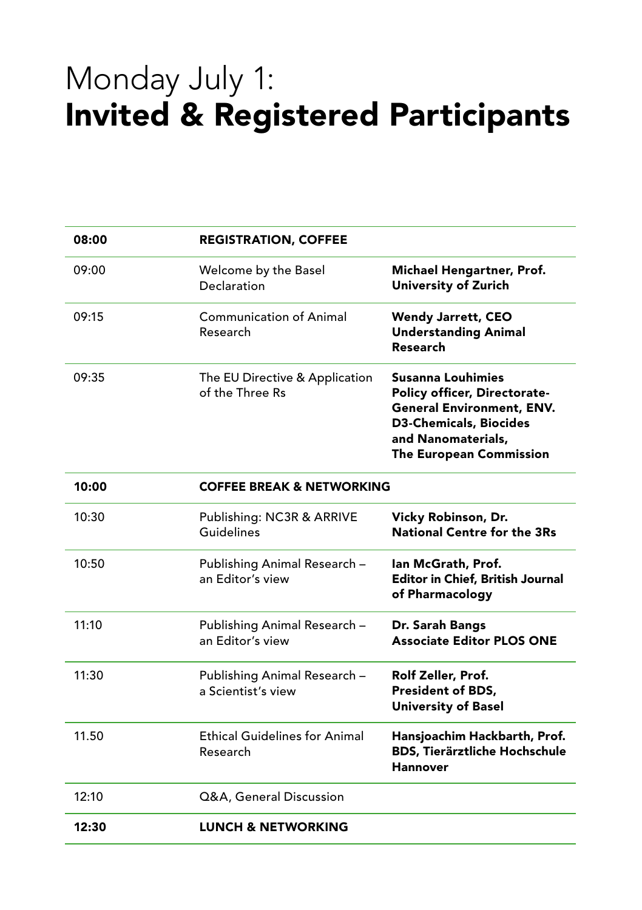# Monday July 1:
# **Invited & Registered Participants**

| | | |
|---|---|---|
| **08:00** | **REGISTRATION, COFFEE** | |
| 09:00 | Welcome by the Basel Declaration | **Michael Hengartner, Prof.**<br>**University of Zurich** |
| 09:15 | Communication of Animal Research | **Wendy Jarrett, CEO**<br>**Understanding Animal Research** |
| 09:35 | The EU Directive & Application of the Three Rs | **Susanna Louhimies**<br>**Policy officer, Directorate-General Environment, ENV. D3-Chemicals, Biocides and Nanomaterials,**<br>**The European Commission** |
| **10:00** | **COFFEE BREAK & NETWORKING** | |
| 10:30 | Publishing: NC3R & ARRIVE Guidelines | **Vicky Robinson, Dr.**<br>**National Centre for the 3Rs** |
| 10:50 | Publishing Animal Research – an Editor's view | **Ian McGrath, Prof.**<br>**Editor in Chief, British Journal of Pharmacology** |
| 11:10 | Publishing Animal Research – an Editor's view | **Dr. Sarah Bangs**<br>**Associate Editor PLOS ONE** |
| 11:30 | Publishing Animal Research – a Scientist's view | **Rolf Zeller, Prof.**<br>**President of BDS,**<br>**University of Basel** |
| 11.50 | Ethical Guidelines for Animal Research | **Hansjoachim Hackbarth, Prof.**<br>**BDS, Tierärztliche Hochschule Hannover** |
| 12:10 | Q&A, General Discussion | |
| **12:30** | **LUNCH & NETWORKING** | |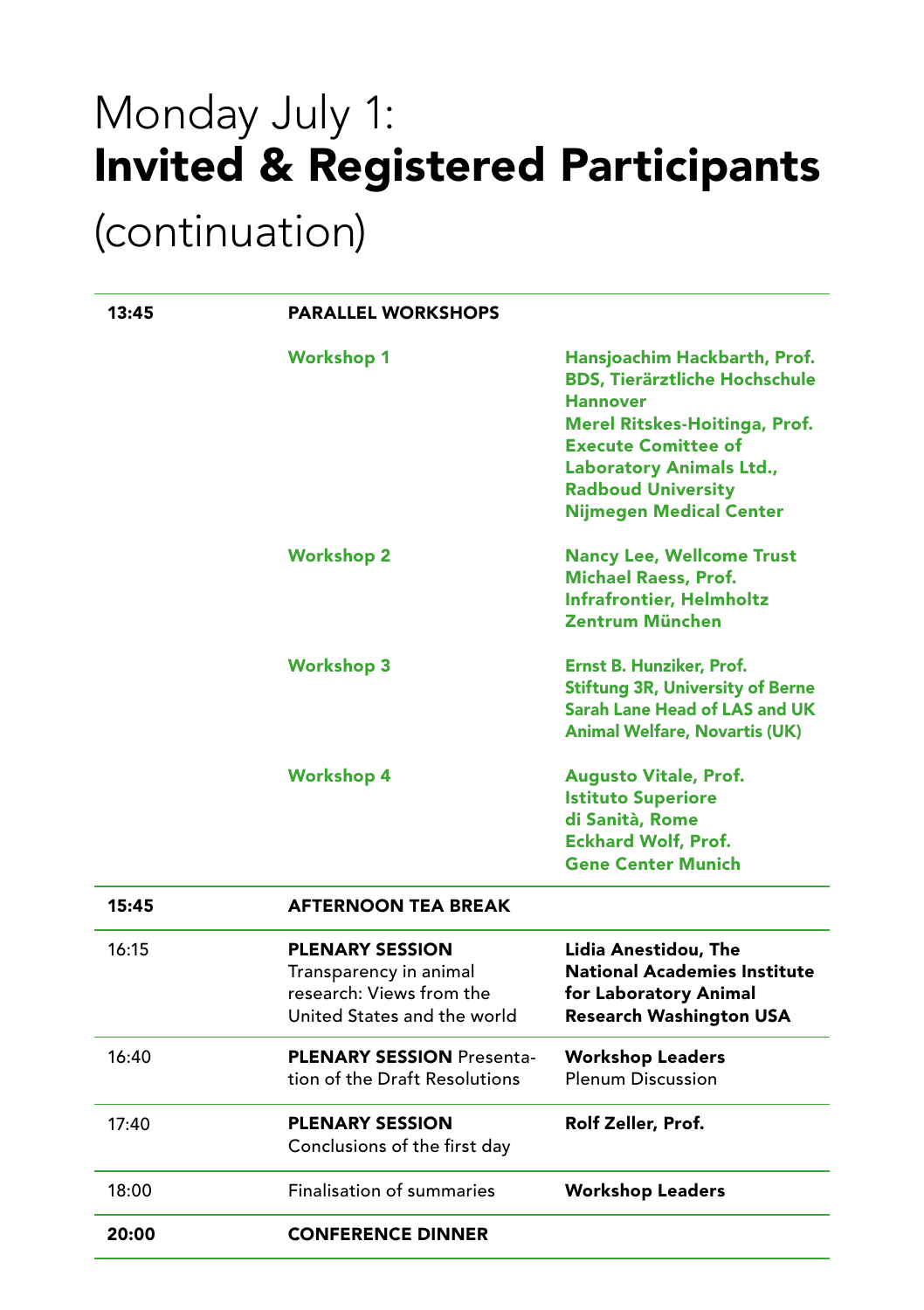# Monday July 1: **Invited & Registered Participants** (continuation)

| | | |
|---|---|---|
| **13:45** | **PARALLEL WORKSHOPS** | |
| | **Workshop 1** | **Hansjoachim Hackbarth, Prof. BDS, Tierärztliche Hochschule Hannover**<br>**Merel Ritskes-Hoitinga, Prof. Execute Comittee of Laboratory Animals Ltd., Radboud University Nijmegen Medical Center** |
| | **Workshop 2** | **Nancy Lee, Wellcome Trust**<br>**Michael Raess, Prof. Infrafrontier, Helmholtz Zentrum München** |
| | **Workshop 3** | **Ernst B. Hunziker, Prof. Stiftung 3R, University of Berne**<br>**Sarah Lane Head of LAS and UK Animal Welfare, Novartis (UK)** |
| | **Workshop 4** | **Augusto Vitale, Prof. Istituto Superiore di Sanità, Rome**<br>**Eckhard Wolf, Prof. Gene Center Munich** |
| **15:45** | **AFTERNOON TEA BREAK** | |
| 16:15 | **PLENARY SESSION** Transparency in animal research: Views from the United States and the world | **Lidia Anestidou, The National Academies Institute for Laboratory Animal Research Washington USA** |
| 16:40 | **PLENARY SESSION** Presentation of the Draft Resolutions | **Workshop Leaders** Plenum Discussion |
| 17:40 | **PLENARY SESSION** Conclusions of the first day | **Rolf Zeller, Prof.** |
| 18:00 | Finalisation of summaries | **Workshop Leaders** |
| **20:00** | **CONFERENCE DINNER** | |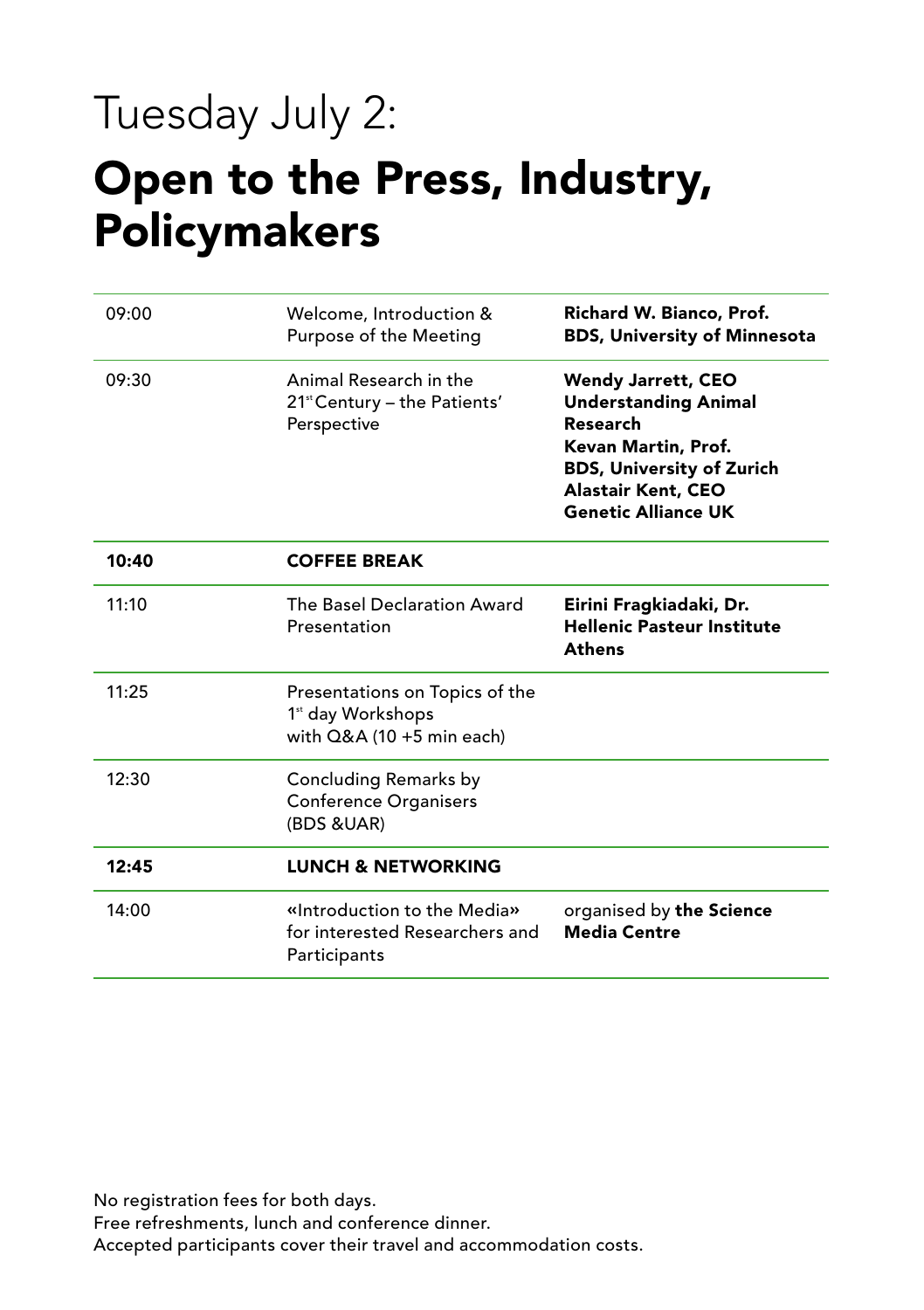# Tuesday July 2:

## Open to the Press, Industry, Policymakers

| | | |
|---|---|---|
| 09:00 | Welcome, Introduction & Purpose of the Meeting | **Richard W. Bianco, Prof.**<br>**BDS, University of Minnesota** |
| 09:30 | Animal Research in the 21st Century – the Patients' Perspective | **Wendy Jarrett, CEO**<br>**Understanding Animal Research**<br>**Kevan Martin, Prof.**<br>**BDS, University of Zurich**<br>**Alastair Kent, CEO**<br>**Genetic Alliance UK** |
| **10:40** | **COFFEE BREAK** | |
| 11:10 | The Basel Declaration Award Presentation | **Eirini Fragkiadaki, Dr.**<br>**Hellenic Pasteur Institute Athens** |
| 11:25 | Presentations on Topics of the 1st day Workshops with Q&A (10 +5 min each) | |
| 12:30 | Concluding Remarks by Conference Organisers (BDS &UAR) | |
| **12:45** | **LUNCH & NETWORKING** | |
| 14:00 | «Introduction to the Media» for interested Researchers and Participants | organised by **the Science Media Centre** |

No registration fees for both days.
Free refreshments, lunch and conference dinner.
Accepted participants cover their travel and accommodation costs.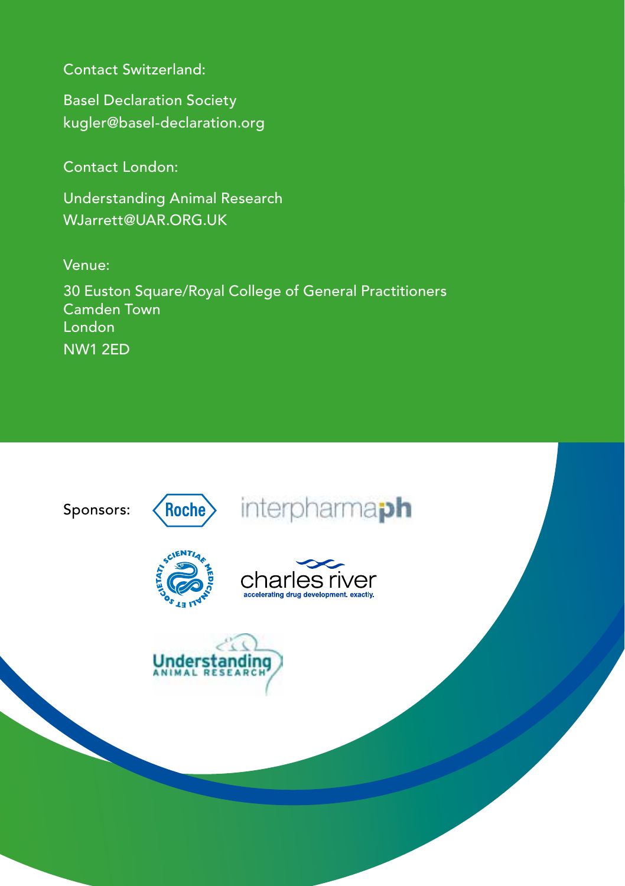Contact Switzerland:

Basel Declaration Society
kugler@basel-declaration.org

Contact London:

Understanding Animal Research
WJarrett@UAR.ORG.UK

Venue:

30 Euston Square/Royal College of General Practitioners
Camden Town
London
NW1 2ED

Sponsors: